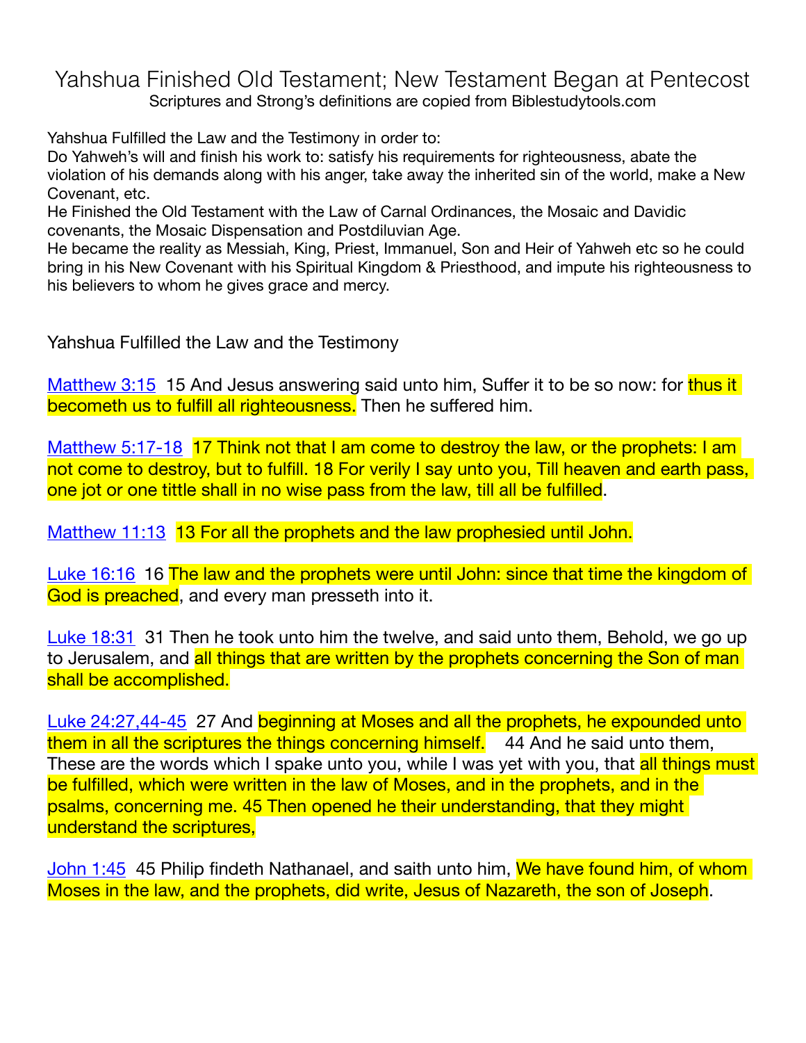# Yahshua Finished Old Testament; New Testament Began at Pentecost

Scriptures and Strong's definitions are copied from Biblestudytools.com

Yahshua Fulfilled the Law and the Testimony in order to:
Do Yahweh's will and finish his work to: satisfy his requirements for righteousness, abate the violation of his demands along with his anger, take away the inherited sin of the world, make a New Covenant, etc.
He Finished the Old Testament with the Law of Carnal Ordinances, the Mosaic and Davidic covenants, the Mosaic Dispensation and Postdiluvian Age.
He became the reality as Messiah, King, Priest, Immanuel, Son and Heir of Yahweh etc so he could bring in his New Covenant with his Spiritual Kingdom & Priesthood, and impute his righteousness to his believers to whom he gives grace and mercy.

## Yahshua Fulfilled the Law and the Testimony

Matthew 3:15  15 And Jesus answering said unto him, Suffer it to be so now: for thus it becometh us to fulfill all righteousness. Then he suffered him.

Matthew 5:17-18  17 Think not that I am come to destroy the law, or the prophets: I am not come to destroy, but to fulfill. 18 For verily I say unto you, Till heaven and earth pass, one jot or one tittle shall in no wise pass from the law, till all be fulfilled.

Matthew 11:13  13 For all the prophets and the law prophesied until John.

Luke 16:16  16 The law and the prophets were until John: since that time the kingdom of God is preached, and every man presseth into it.

Luke 18:31  31 Then he took unto him the twelve, and said unto them, Behold, we go up to Jerusalem, and all things that are written by the prophets concerning the Son of man shall be accomplished.

Luke 24:27,44-45  27 And beginning at Moses and all the prophets, he expounded unto them in all the scriptures the things concerning himself.    44 And he said unto them, These are the words which I spake unto you, while I was yet with you, that all things must be fulfilled, which were written in the law of Moses, and in the prophets, and in the psalms, concerning me. 45 Then opened he their understanding, that they might understand the scriptures,

John 1:45  45 Philip findeth Nathanael, and saith unto him, We have found him, of whom Moses in the law, and the prophets, did write, Jesus of Nazareth, the son of Joseph.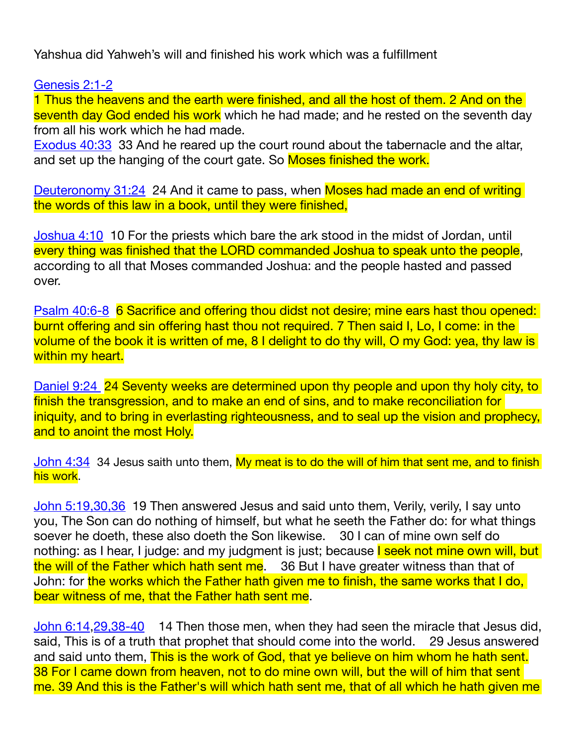Yahshua did Yahweh's will and finished his work which was a fulfillment

[Genesis 2:1-2](#)
1 Thus the heavens and the earth were finished, and all the host of them. 2 And on the seventh day God ended his work which he had made; and he rested on the seventh day from all his work which he had made.
[Exodus 40:33](#) 33 And he reared up the court round about the tabernacle and the altar, and set up the hanging of the court gate. So Moses finished the work.

[Deuteronomy 31:24](#) 24 And it came to pass, when Moses had made an end of writing the words of this law in a book, until they were finished,

[Joshua 4:10](#) 10 For the priests which bare the ark stood in the midst of Jordan, until every thing was finished that the LORD commanded Joshua to speak unto the people, according to all that Moses commanded Joshua: and the people hasted and passed over.

[Psalm 40:6-8](#) 6 Sacrifice and offering thou didst not desire; mine ears hast thou opened: burnt offering and sin offering hast thou not required. 7 Then said I, Lo, I come: in the volume of the book it is written of me, 8 I delight to do thy will, O my God: yea, thy law is within my heart.

[Daniel 9:24](#) 24 Seventy weeks are determined upon thy people and upon thy holy city, to finish the transgression, and to make an end of sins, and to make reconciliation for iniquity, and to bring in everlasting righteousness, and to seal up the vision and prophecy, and to anoint the most Holy.

[John 4:34](#) 34 Jesus saith unto them, My meat is to do the will of him that sent me, and to finish his work.

[John 5:19,30,36](#) 19 Then answered Jesus and said unto them, Verily, verily, I say unto you, The Son can do nothing of himself, but what he seeth the Father do: for what things soever he doeth, these also doeth the Son likewise. 30 I can of mine own self do nothing: as I hear, I judge: and my judgment is just; because I seek not mine own will, but the will of the Father which hath sent me. 36 But I have greater witness than that of John: for the works which the Father hath given me to finish, the same works that I do, bear witness of me, that the Father hath sent me.

[John 6:14](#),[29,38-40](#) 14 Then those men, when they had seen the miracle that Jesus did, said, This is of a truth that prophet that should come into the world. 29 Jesus answered and said unto them, This is the work of God, that ye believe on him whom he hath sent. 38 For I came down from heaven, not to do mine own will, but the will of him that sent me. 39 And this is the Father's will which hath sent me, that of all which he hath given me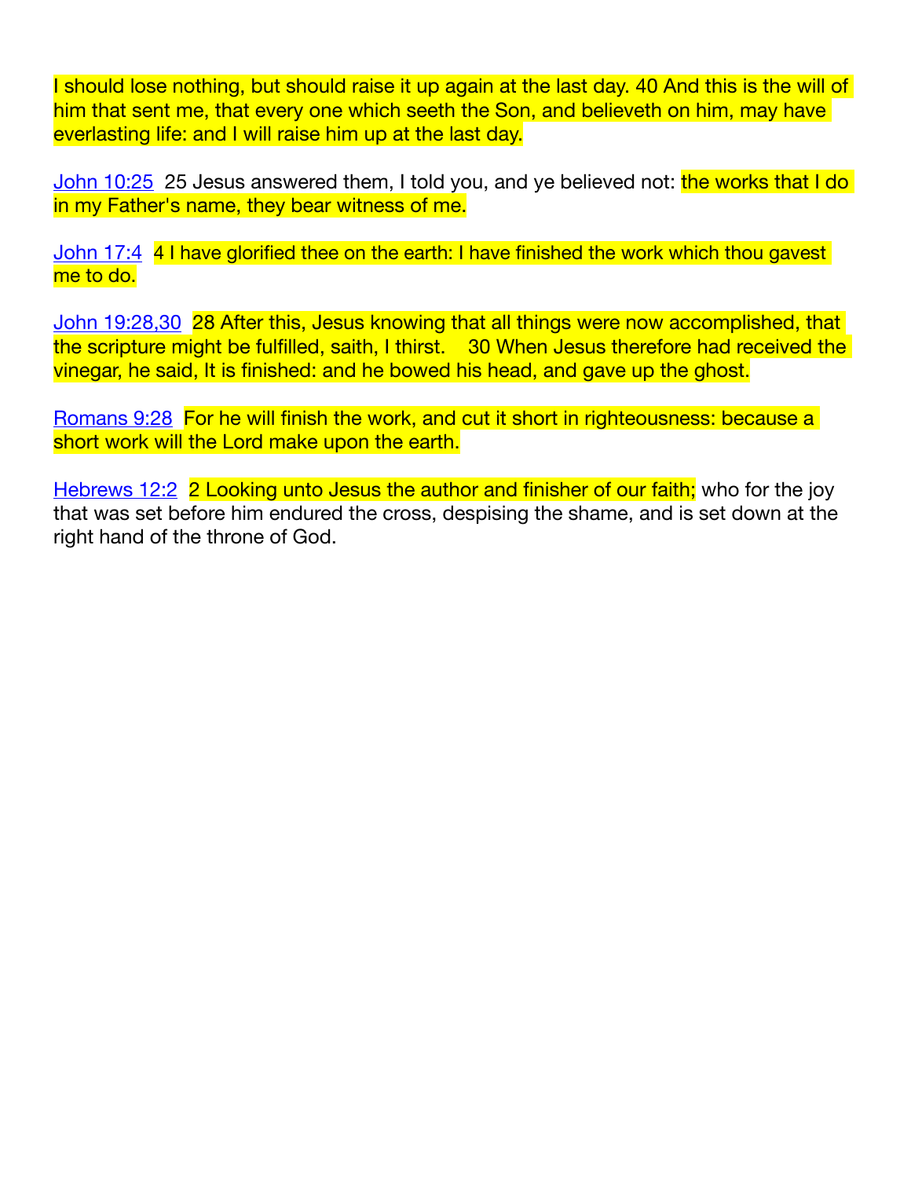I should lose nothing, but should raise it up again at the last day. 40 And this is the will of him that sent me, that every one which seeth the Son, and believeth on him, may have everlasting life: and I will raise him up at the last day.

John 10:25  25 Jesus answered them, I told you, and ye believed not: the works that I do in my Father's name, they bear witness of me.

John 17:4  4 I have glorified thee on the earth: I have finished the work which thou gavest me to do.

John 19:28,30  28 After this, Jesus knowing that all things were now accomplished, that the scripture might be fulfilled, saith, I thirst.    30 When Jesus therefore had received the vinegar, he said, It is finished: and he bowed his head, and gave up the ghost.

Romans 9:28  For he will finish the work, and cut it short in righteousness: because a short work will the Lord make upon the earth.

Hebrews 12:2  2 Looking unto Jesus the author and finisher of our faith; who for the joy that was set before him endured the cross, despising the shame, and is set down at the right hand of the throne of God.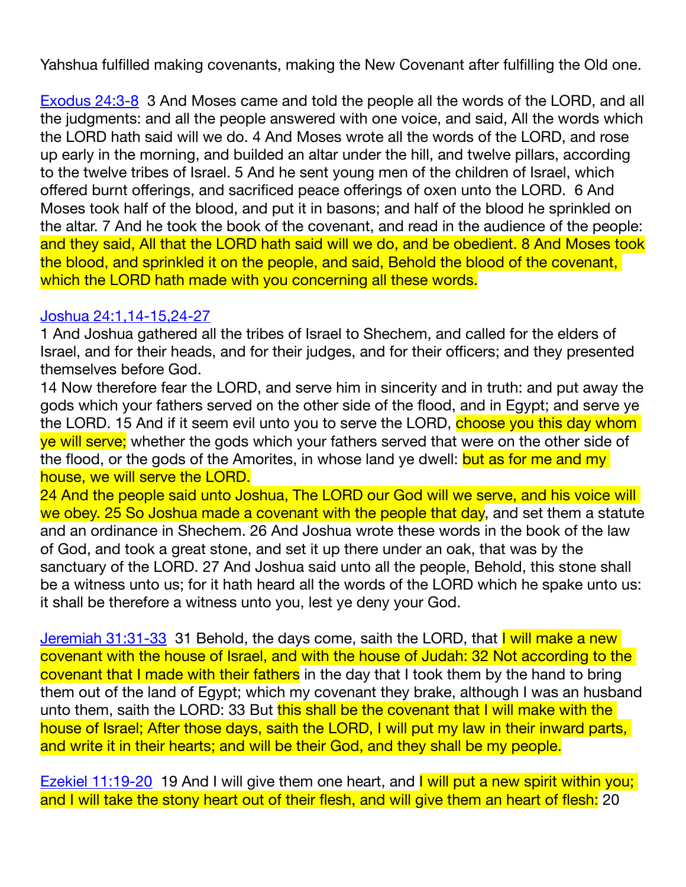Yahshua fulfilled making covenants, making the New Covenant after fulfilling the Old one.

[Exodus 24:3-8](#) 3 And Moses came and told the people all the words of the LORD, and all the judgments: and all the people answered with one voice, and said, All the words which the LORD hath said will we do. 4 And Moses wrote all the words of the LORD, and rose up early in the morning, and builded an altar under the hill, and twelve pillars, according to the twelve tribes of Israel. 5 And he sent young men of the children of Israel, which offered burnt offerings, and sacrificed peace offerings of oxen unto the LORD. 6 And Moses took half of the blood, and put it in basons; and half of the blood he sprinkled on the altar. 7 And he took the book of the covenant, and read in the audience of the people: and they said, All that the LORD hath said will we do, and be obedient. 8 And Moses took the blood, and sprinkled it on the people, and said, Behold the blood of the covenant, which the LORD hath made with you concerning all these words.

[Joshua 24:1,14-15,24-27](#)
1 And Joshua gathered all the tribes of Israel to Shechem, and called for the elders of Israel, and for their heads, and for their judges, and for their officers; and they presented themselves before God.
14 Now therefore fear the LORD, and serve him in sincerity and in truth: and put away the gods which your fathers served on the other side of the flood, and in Egypt; and serve ye the LORD. 15 And if it seem evil unto you to serve the LORD, choose you this day whom ye will serve; whether the gods which your fathers served that were on the other side of the flood, or the gods of the Amorites, in whose land ye dwell: but as for me and my house, we will serve the LORD.
24 And the people said unto Joshua, The LORD our God will we serve, and his voice will we obey. 25 So Joshua made a covenant with the people that day, and set them a statute and an ordinance in Shechem. 26 And Joshua wrote these words in the book of the law of God, and took a great stone, and set it up there under an oak, that was by the sanctuary of the LORD. 27 And Joshua said unto all the people, Behold, this stone shall be a witness unto us; for it hath heard all the words of the LORD which he spake unto us: it shall be therefore a witness unto you, lest ye deny your God.

[Jeremiah 31:31-33](#) 31 Behold, the days come, saith the LORD, that I will make a new covenant with the house of Israel, and with the house of Judah: 32 Not according to the covenant that I made with their fathers in the day that I took them by the hand to bring them out of the land of Egypt; which my covenant they brake, although I was an husband unto them, saith the LORD: 33 But this shall be the covenant that I will make with the house of Israel; After those days, saith the LORD, I will put my law in their inward parts, and write it in their hearts; and will be their God, and they shall be my people.

[Ezekiel 11:19-20](#) 19 And I will give them one heart, and I will put a new spirit within you; and I will take the stony heart out of their flesh, and will give them an heart of flesh: 20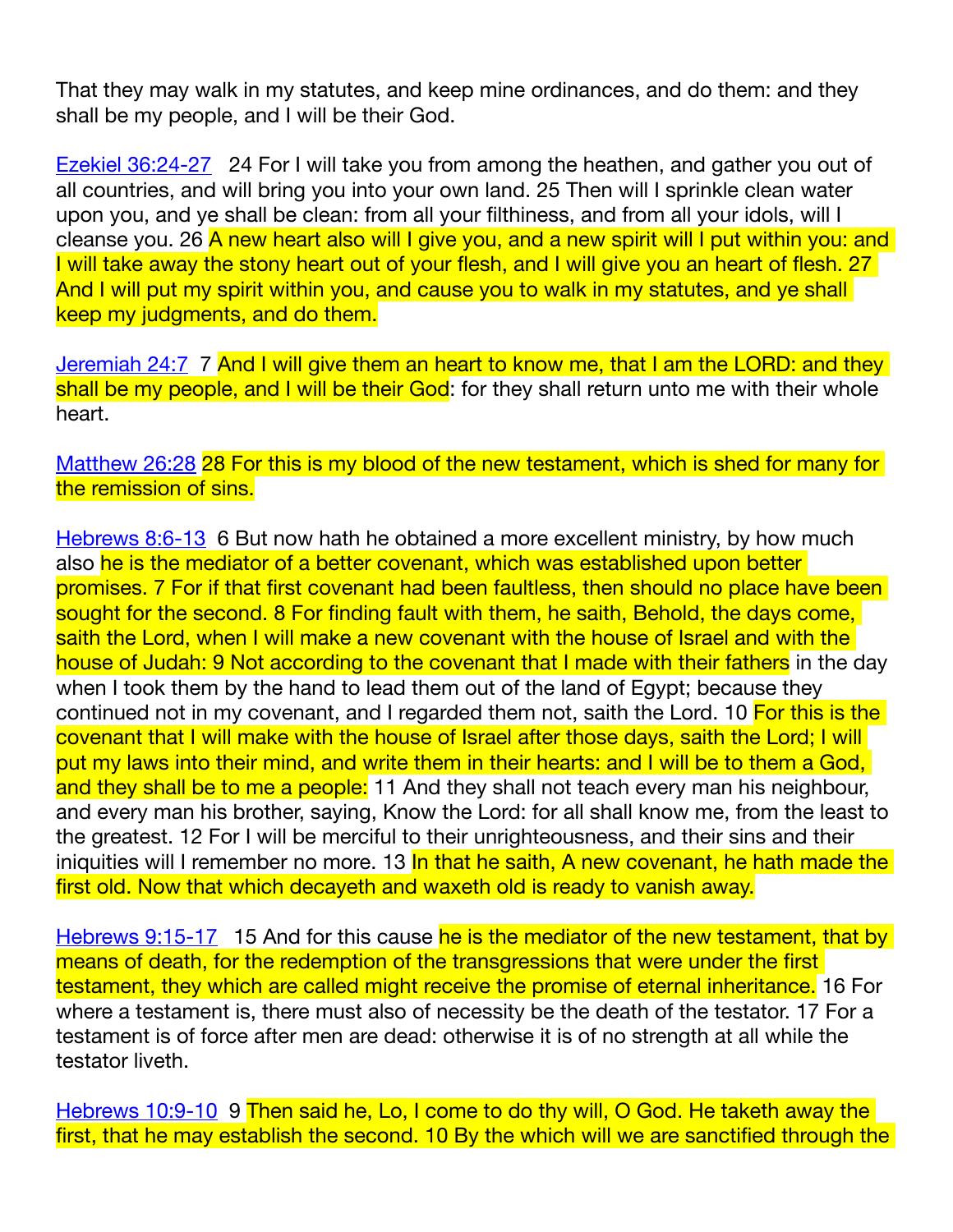That they may walk in my statutes, and keep mine ordinances, and do them: and they shall be my people, and I will be their God.

[Ezekiel 36:24-27](#) 24 For I will take you from among the heathen, and gather you out of all countries, and will bring you into your own land. 25 Then will I sprinkle clean water upon you, and ye shall be clean: from all your filthiness, and from all your idols, will I cleanse you. 26 A new heart also will I give you, and a new spirit will I put within you: and I will take away the stony heart out of your flesh, and I will give you an heart of flesh. 27 And I will put my spirit within you, and cause you to walk in my statutes, and ye shall keep my judgments, and do them.

[Jeremiah 24:7](#) 7 And I will give them an heart to know me, that I am the LORD: and they shall be my people, and I will be their God: for they shall return unto me with their whole heart.

[Matthew 26:28](#) 28 For this is my blood of the new testament, which is shed for many for the remission of sins.

[Hebrews 8:6-13](#) 6 But now hath he obtained a more excellent ministry, by how much also he is the mediator of a better covenant, which was established upon better promises. 7 For if that first covenant had been faultless, then should no place have been sought for the second. 8 For finding fault with them, he saith, Behold, the days come, saith the Lord, when I will make a new covenant with the house of Israel and with the house of Judah: 9 Not according to the covenant that I made with their fathers in the day when I took them by the hand to lead them out of the land of Egypt; because they continued not in my covenant, and I regarded them not, saith the Lord. 10 For this is the covenant that I will make with the house of Israel after those days, saith the Lord; I will put my laws into their mind, and write them in their hearts: and I will be to them a God, and they shall be to me a people: 11 And they shall not teach every man his neighbour, and every man his brother, saying, Know the Lord: for all shall know me, from the least to the greatest. 12 For I will be merciful to their unrighteousness, and their sins and their iniquities will I remember no more. 13 In that he saith, A new covenant, he hath made the first old. Now that which decayeth and waxeth old is ready to vanish away.

[Hebrews 9:15-17](#) 15 And for this cause he is the mediator of the new testament, that by means of death, for the redemption of the transgressions that were under the first testament, they which are called might receive the promise of eternal inheritance. 16 For where a testament is, there must also of necessity be the death of the testator. 17 For a testament is of force after men are dead: otherwise it is of no strength at all while the testator liveth.

[Hebrews 10:9-10](#) 9 Then said he, Lo, I come to do thy will, O God. He taketh away the first, that he may establish the second. 10 By the which will we are sanctified through the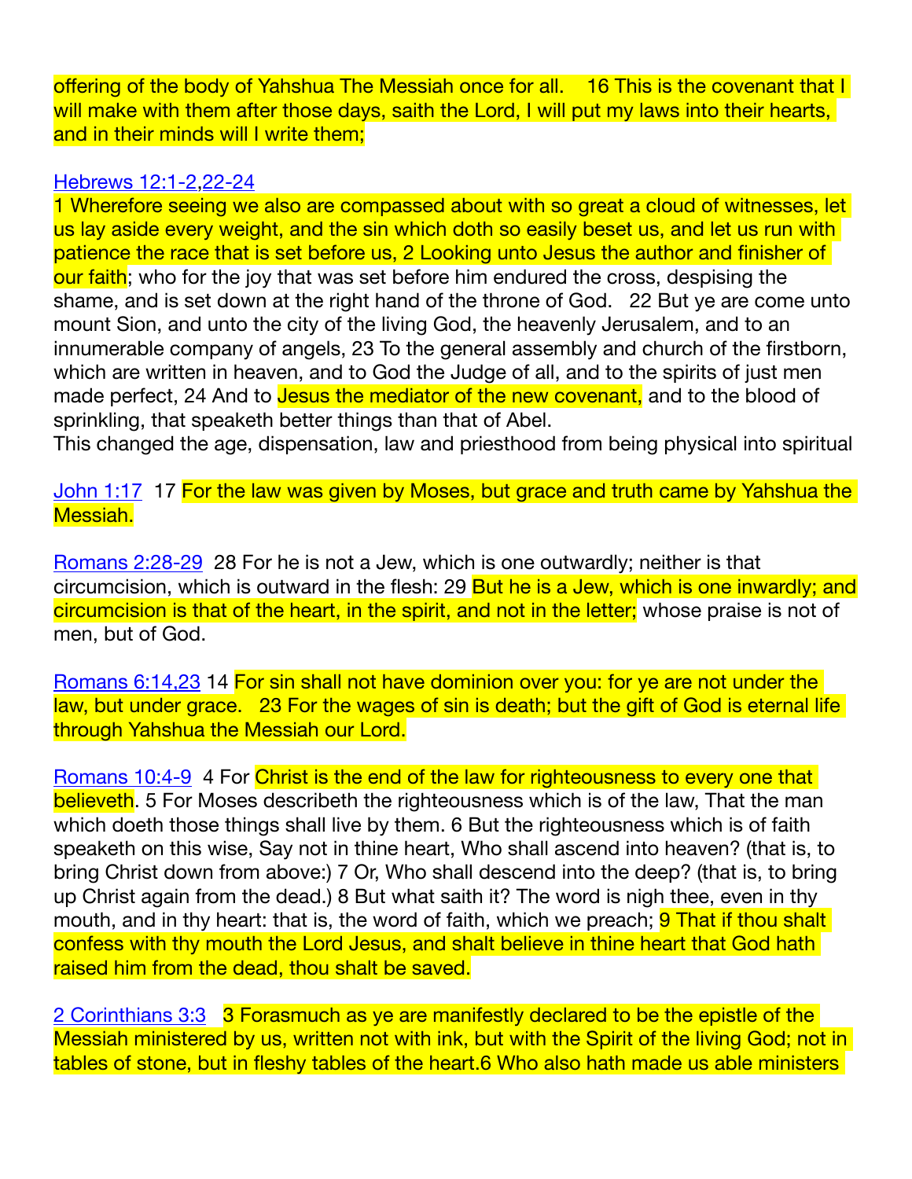offering of the body of Yahshua The Messiah once for all.   16 This is the covenant that I will make with them after those days, saith the Lord, I will put my laws into their hearts, and in their minds will I write them;

[Hebrews 12:1-2,22-24](#)
1 Wherefore seeing we also are compassed about with so great a cloud of witnesses, let us lay aside every weight, and the sin which doth so easily beset us, and let us run with patience the race that is set before us, 2 Looking unto Jesus the author and finisher of our faith; who for the joy that was set before him endured the cross, despising the shame, and is set down at the right hand of the throne of God.   22 But ye are come unto mount Sion, and unto the city of the living God, the heavenly Jerusalem, and to an innumerable company of angels, 23 To the general assembly and church of the firstborn, which are written in heaven, and to God the Judge of all, and to the spirits of just men made perfect, 24 And to Jesus the mediator of the new covenant, and to the blood of sprinkling, that speaketh better things than that of Abel.
This changed the age, dispensation, law and priesthood from being physical into spiritual

[John 1:17](#)  17 For the law was given by Moses, but grace and truth came by Yahshua the Messiah.

[Romans 2:28-29](#)  28 For he is not a Jew, which is one outwardly; neither is that circumcision, which is outward in the flesh: 29 But he is a Jew, which is one inwardly; and circumcision is that of the heart, in the spirit, and not in the letter; whose praise is not of men, but of God.

[Romans 6:14,23](#) 14 For sin shall not have dominion over you: for ye are not under the law, but under grace.   23 For the wages of sin is death; but the gift of God is eternal life through Yahshua the Messiah our Lord.

[Romans 10:4-9](#)  4 For Christ is the end of the law for righteousness to every one that believeth. 5 For Moses describeth the righteousness which is of the law, That the man which doeth those things shall live by them. 6 But the righteousness which is of faith speaketh on this wise, Say not in thine heart, Who shall ascend into heaven? (that is, to bring Christ down from above:) 7 Or, Who shall descend into the deep? (that is, to bring up Christ again from the dead.) 8 But what saith it? The word is nigh thee, even in thy mouth, and in thy heart: that is, the word of faith, which we preach; 9 That if thou shalt confess with thy mouth the Lord Jesus, and shalt believe in thine heart that God hath raised him from the dead, thou shalt be saved.

[2 Corinthians 3:3](#)   3 Forasmuch as ye are manifestly declared to be the epistle of the Messiah ministered by us, written not with ink, but with the Spirit of the living God; not in tables of stone, but in fleshy tables of the heart.6 Who also hath made us able ministers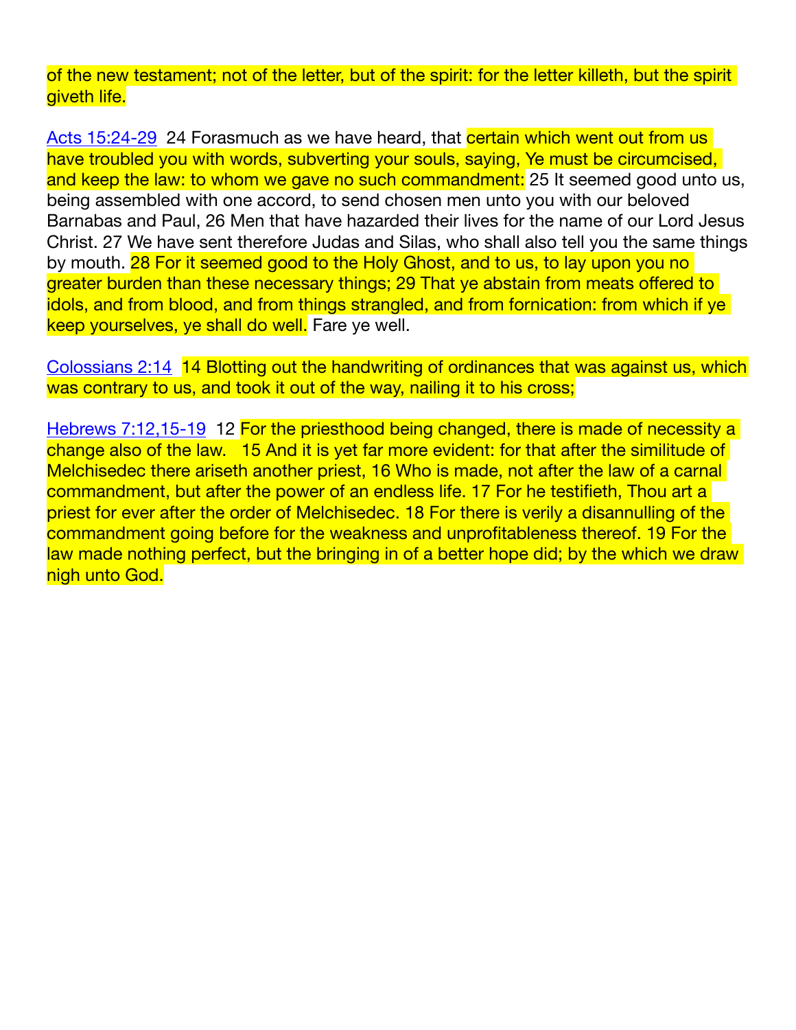of the new testament; not of the letter, but of the spirit: for the letter killeth, but the spirit giveth life.

[Acts 15:24-29](#) 24 Forasmuch as we have heard, that certain which went out from us have troubled you with words, subverting your souls, saying, Ye must be circumcised, and keep the law: to whom we gave no such commandment: 25 It seemed good unto us, being assembled with one accord, to send chosen men unto you with our beloved Barnabas and Paul, 26 Men that have hazarded their lives for the name of our Lord Jesus Christ. 27 We have sent therefore Judas and Silas, who shall also tell you the same things by mouth. 28 For it seemed good to the Holy Ghost, and to us, to lay upon you no greater burden than these necessary things; 29 That ye abstain from meats offered to idols, and from blood, and from things strangled, and from fornication: from which if ye keep yourselves, ye shall do well. Fare ye well.

[Colossians 2:14](#) 14 Blotting out the handwriting of ordinances that was against us, which was contrary to us, and took it out of the way, nailing it to his cross;

[Hebrews 7:12,15-19](#) 12 For the priesthood being changed, there is made of necessity a change also of the law. 15 And it is yet far more evident: for that after the similitude of Melchisedec there ariseth another priest, 16 Who is made, not after the law of a carnal commandment, but after the power of an endless life. 17 For he testifieth, Thou art a priest for ever after the order of Melchisedec. 18 For there is verily a disannulling of the commandment going before for the weakness and unprofitableness thereof. 19 For the law made nothing perfect, but the bringing in of a better hope did; by the which we draw nigh unto God.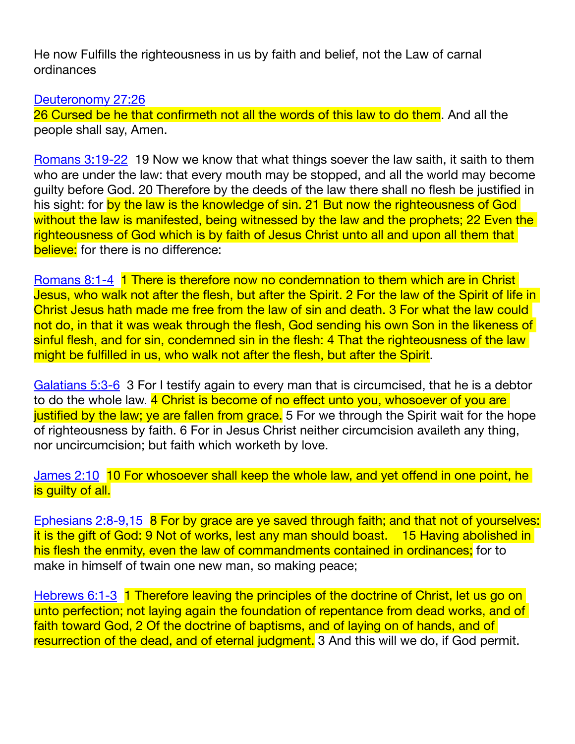He now Fulfills the righteousness in us by faith and belief, not the Law of carnal ordinances

Deuteronomy 27:26
26 Cursed be he that confirmeth not all the words of this law to do them. And all the people shall say, Amen.

Romans 3:19-22  19 Now we know that what things soever the law saith, it saith to them who are under the law: that every mouth may be stopped, and all the world may become guilty before God. 20 Therefore by the deeds of the law there shall no flesh be justified in his sight: for by the law is the knowledge of sin. 21 But now the righteousness of God without the law is manifested, being witnessed by the law and the prophets; 22 Even the righteousness of God which is by faith of Jesus Christ unto all and upon all them that believe: for there is no difference:

Romans 8:1-4  1 There is therefore now no condemnation to them which are in Christ Jesus, who walk not after the flesh, but after the Spirit. 2 For the law of the Spirit of life in Christ Jesus hath made me free from the law of sin and death. 3 For what the law could not do, in that it was weak through the flesh, God sending his own Son in the likeness of sinful flesh, and for sin, condemned sin in the flesh: 4 That the righteousness of the law might be fulfilled in us, who walk not after the flesh, but after the Spirit.

Galatians 5:3-6  3 For I testify again to every man that is circumcised, that he is a debtor to do the whole law. 4 Christ is become of no effect unto you, whosoever of you are justified by the law; ye are fallen from grace. 5 For we through the Spirit wait for the hope of righteousness by faith. 6 For in Jesus Christ neither circumcision availeth any thing, nor uncircumcision; but faith which worketh by love.

James 2:10  10 For whosoever shall keep the whole law, and yet offend in one point, he is guilty of all.

Ephesians 2:8-9,15  8 For by grace are ye saved through faith; and that not of yourselves: it is the gift of God: 9 Not of works, lest any man should boast.   15 Having abolished in his flesh the enmity, even the law of commandments contained in ordinances; for to make in himself of twain one new man, so making peace;

Hebrews 6:1-3  1 Therefore leaving the principles of the doctrine of Christ, let us go on unto perfection; not laying again the foundation of repentance from dead works, and of faith toward God, 2 Of the doctrine of baptisms, and of laying on of hands, and of resurrection of the dead, and of eternal judgment. 3 And this will we do, if God permit.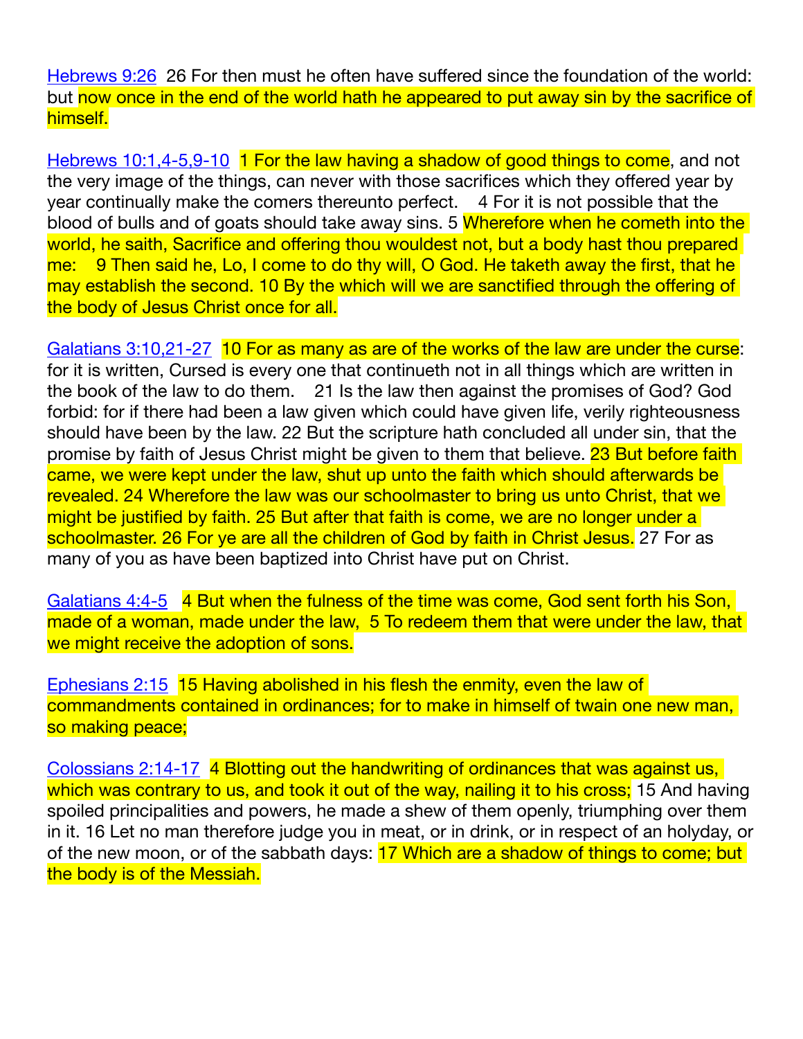Hebrews 9:26  26 For then must he often have suffered since the foundation of the world: but now once in the end of the world hath he appeared to put away sin by the sacrifice of himself.

Hebrews 10:1,4-5,9-10  1 For the law having a shadow of good things to come, and not the very image of the things, can never with those sacrifices which they offered year by year continually make the comers thereunto perfect.    4 For it is not possible that the blood of bulls and of goats should take away sins. 5 Wherefore when he cometh into the world, he saith, Sacrifice and offering thou wouldest not, but a body hast thou prepared me:    9 Then said he, Lo, I come to do thy will, O God. He taketh away the first, that he may establish the second. 10 By the which will we are sanctified through the offering of the body of Jesus Christ once for all.

Galatians 3:10,21-27  10 For as many as are of the works of the law are under the curse: for it is written, Cursed is every one that continueth not in all things which are written in the book of the law to do them.    21 Is the law then against the promises of God? God forbid: for if there had been a law given which could have given life, verily righteousness should have been by the law. 22 But the scripture hath concluded all under sin, that the promise by faith of Jesus Christ might be given to them that believe. 23 But before faith came, we were kept under the law, shut up unto the faith which should afterwards be revealed. 24 Wherefore the law was our schoolmaster to bring us unto Christ, that we might be justified by faith. 25 But after that faith is come, we are no longer under a schoolmaster. 26 For ye are all the children of God by faith in Christ Jesus. 27 For as many of you as have been baptized into Christ have put on Christ.

Galatians 4:4-5   4 But when the fulness of the time was come, God sent forth his Son, made of a woman, made under the law,  5 To redeem them that were under the law, that we might receive the adoption of sons.

Ephesians 2:15  15 Having abolished in his flesh the enmity, even the law of commandments contained in ordinances; for to make in himself of twain one new man, so making peace;

Colossians 2:14-17  4 Blotting out the handwriting of ordinances that was against us, which was contrary to us, and took it out of the way, nailing it to his cross; 15 And having spoiled principalities and powers, he made a shew of them openly, triumphing over them in it. 16 Let no man therefore judge you in meat, or in drink, or in respect of an holyday, or of the new moon, or of the sabbath days: 17 Which are a shadow of things to come; but the body is of the Messiah.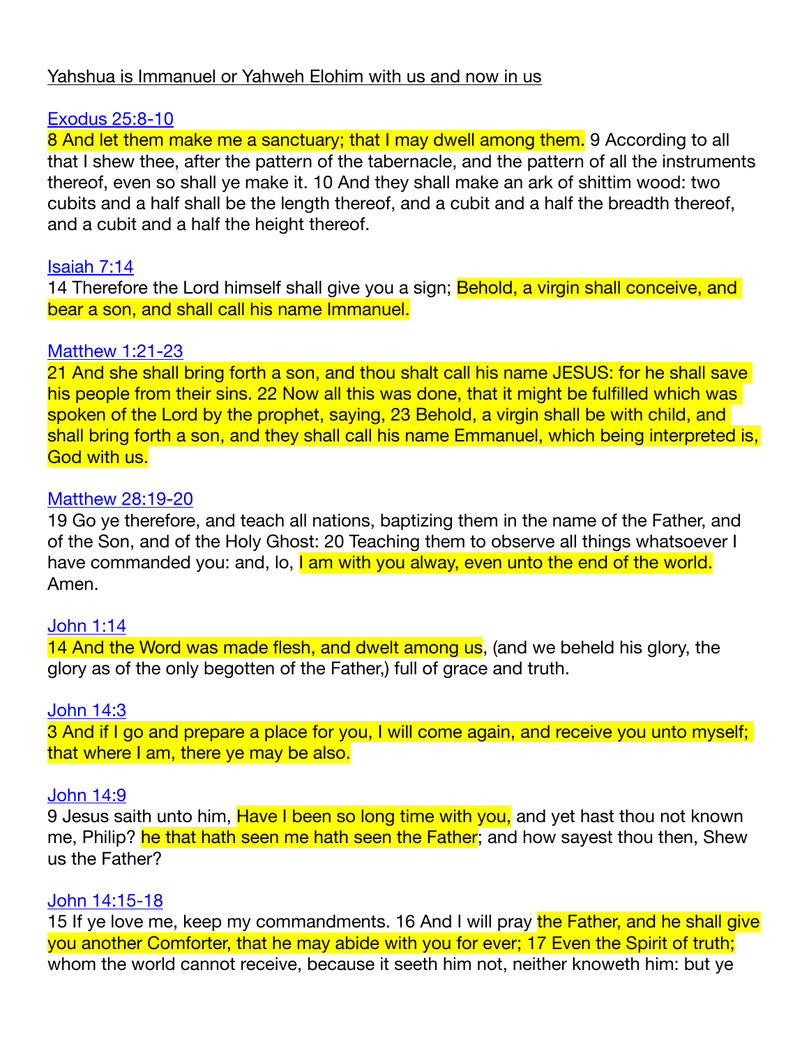Yahshua is Immanuel or Yahweh Elohim with us and now in us

Exodus 25:8-10

8 And let them make me a sanctuary; that I may dwell among them. 9 According to all that I shew thee, after the pattern of the tabernacle, and the pattern of all the instruments thereof, even so shall ye make it. 10 And they shall make an ark of shittim wood: two cubits and a half shall be the length thereof, and a cubit and a half the breadth thereof, and a cubit and a half the height thereof.

Isaiah 7:14

14 Therefore the Lord himself shall give you a sign; Behold, a virgin shall conceive, and bear a son, and shall call his name Immanuel.

Matthew 1:21-23

21 And she shall bring forth a son, and thou shalt call his name JESUS: for he shall save his people from their sins. 22 Now all this was done, that it might be fulfilled which was spoken of the Lord by the prophet, saying, 23 Behold, a virgin shall be with child, and shall bring forth a son, and they shall call his name Emmanuel, which being interpreted is, God with us.

Matthew 28:19-20

19 Go ye therefore, and teach all nations, baptizing them in the name of the Father, and of the Son, and of the Holy Ghost: 20 Teaching them to observe all things whatsoever I have commanded you: and, lo, I am with you alway, even unto the end of the world. Amen.

John 1:14

14 And the Word was made flesh, and dwelt among us, (and we beheld his glory, the glory as of the only begotten of the Father,) full of grace and truth.

John 14:3

3 And if I go and prepare a place for you, I will come again, and receive you unto myself; that where I am, there ye may be also.

John 14:9

9 Jesus saith unto him, Have I been so long time with you, and yet hast thou not known me, Philip? he that hath seen me hath seen the Father; and how sayest thou then, Shew us the Father?

John 14:15-18

15 If ye love me, keep my commandments. 16 And I will pray the Father, and he shall give you another Comforter, that he may abide with you for ever; 17 Even the Spirit of truth; whom the world cannot receive, because it seeth him not, neither knoweth him: but ye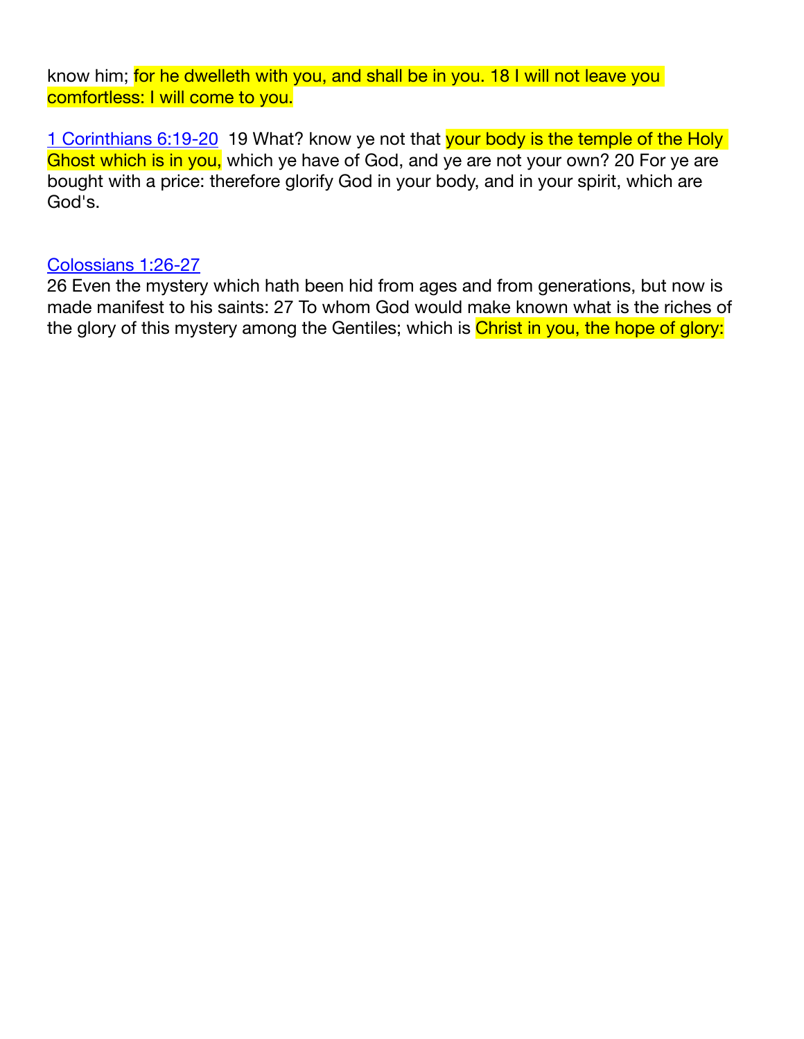know him; for he dwelleth with you, and shall be in you. 18 I will not leave you comfortless: I will come to you.

1 Corinthians 6:19-20  19 What? know ye not that your body is the temple of the Holy Ghost which is in you, which ye have of God, and ye are not your own? 20 For ye are bought with a price: therefore glorify God in your body, and in your spirit, which are God's.

Colossians 1:26-27
26 Even the mystery which hath been hid from ages and from generations, but now is made manifest to his saints: 27 To whom God would make known what is the riches of the glory of this mystery among the Gentiles; which is Christ in you, the hope of glory: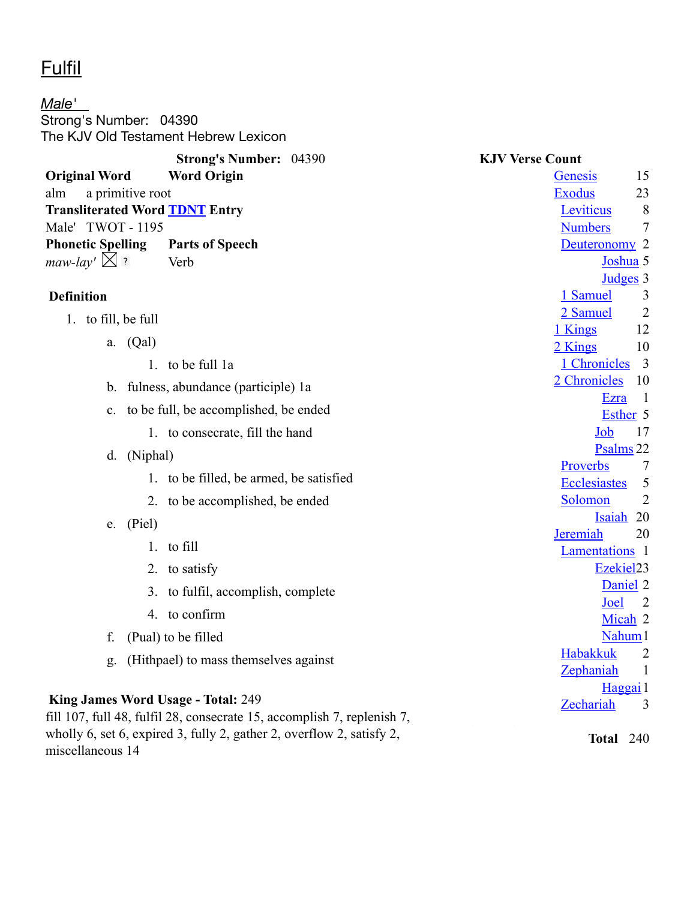# Fulfil

*Male'*
Strong's Number: 04390
The KJV Old Testament Hebrew Lexicon

**Strong's Number:** 04390

| **Original Word** | **Word Origin** |
|---|---|
| alm | a primitive root |
| **Transliterated Word** | **TDNT Entry** |
| Male' | TWOT - 1195 |
| **Phonetic Spelling** | **Parts of Speech** |
| *maw-lay'* | Verb |

**Definition**

1. to fill, be full
   a. (Qal)
      1. to be full 1a
   b. fulness, abundance (participle) 1a
   c. to be full, be accomplished, be ended
      1. to consecrate, fill the hand
   d. (Niphal)
      1. to be filled, be armed, be satisfied
      2. to be accomplished, be ended
   e. (Piel)
      1. to fill
      2. to satisfy
      3. to fulfil, accomplish, complete
      4. to confirm
   f. (Pual) to be filled
   g. (Hithpael) to mass themselves against

**King James Word Usage - Total:** 249
fill 107, full 48, fulfil 28, consecrate 15, accomplish 7, replenish 7, wholly 6, set 6, expired 3, fully 2, gather 2, overflow 2, satisfy 2, miscellaneous 14

**KJV Verse Count**

| Book | Count |
|---|---|
| Genesis | 15 |
| Exodus | 23 |
| Leviticus | 8 |
| Numbers | 7 |
| Deuteronomy | 2 |
| Joshua | 5 |
| Judges | 3 |
| 1 Samuel | 3 |
| 2 Samuel | 2 |
| 1 Kings | 12 |
| 2 Kings | 10 |
| 1 Chronicles | 3 |
| 2 Chronicles | 10 |
| Ezra | 1 |
| Esther | 5 |
| Job | 17 |
| Psalms | 22 |
| Proverbs | 7 |
| Ecclesiastes | 5 |
| Solomon | 2 |
| Isaiah | 20 |
| Jeremiah | 20 |
| Lamentations | 1 |
| Ezekiel | 23 |
| Daniel | 2 |
| Joel | 2 |
| Micah | 2 |
| Nahum | 1 |
| Habakkuk | 2 |
| Zephaniah | 1 |
| Haggai | 1 |
| Zechariah | 3 |
| **Total** | 240 |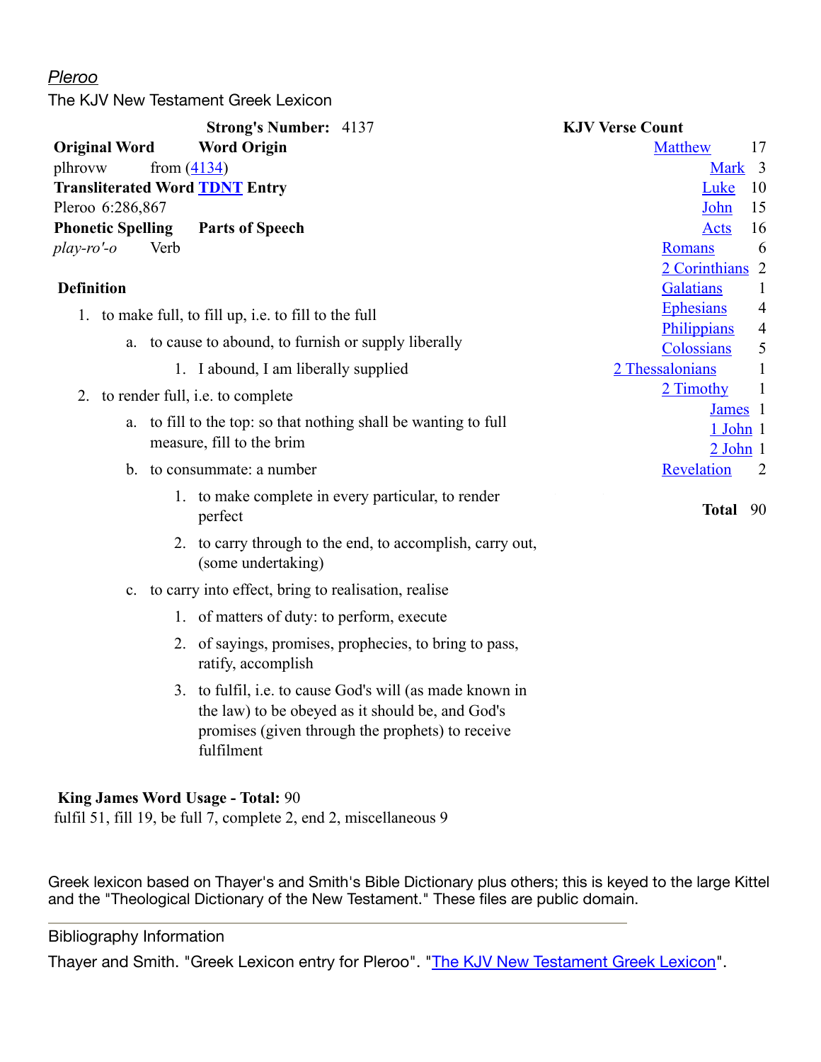*Pleroo*

The KJV New Testament Greek Lexicon

**Strong's Number:** 4137

| **Original Word** | **Word Origin** |
|---|---|
| plhrovw | from (4134) |

| **Transliterated Word** | **TDNT Entry** |
|---|---|
| Pleroo | 6:286,867 |

| **Phonetic Spelling** | **Parts of Speech** |
|---|---|
| *play-ro'-o* | Verb |

**KJV Verse Count**

| Book | Count |
|---|---|
| Matthew | 17 |
| Mark | 3 |
| Luke | 10 |
| John | 15 |
| Acts | 16 |
| Romans | 6 |
| 2 Corinthians | 2 |
| Galatians | 1 |
| Ephesians | 4 |
| Philippians | 4 |
| Colossians | 5 |
| 2 Thessalonians | 1 |
| 2 Timothy | 1 |
| James | 1 |
| 1 John | 1 |
| 2 John | 1 |
| Revelation | 2 |
| **Total** | 90 |

**Definition**

1. to make full, to fill up, i.e. to fill to the full
   a. to cause to abound, to furnish or supply liberally
      1. I abound, I am liberally supplied
2. to render full, i.e. to complete
   a. to fill to the top: so that nothing shall be wanting to full measure, fill to the brim
   b. to consummate: a number
      1. to make complete in every particular, to render perfect
      2. to carry through to the end, to accomplish, carry out, (some undertaking)
   c. to carry into effect, bring to realisation, realise
      1. of matters of duty: to perform, execute
      2. of sayings, promises, prophecies, to bring to pass, ratify, accomplish
      3. to fulfil, i.e. to cause God's will (as made known in the law) to be obeyed as it should be, and God's promises (given through the prophets) to receive fulfilment

**King James Word Usage - Total:** 90

fulfil 51, fill 19, be full 7, complete 2, end 2, miscellaneous 9

Greek lexicon based on Thayer's and Smith's Bible Dictionary plus others; this is keyed to the large Kittel and the "Theological Dictionary of the New Testament." These files are public domain.

Bibliography Information

Thayer and Smith. "Greek Lexicon entry for Pleroo". "The KJV New Testament Greek Lexicon".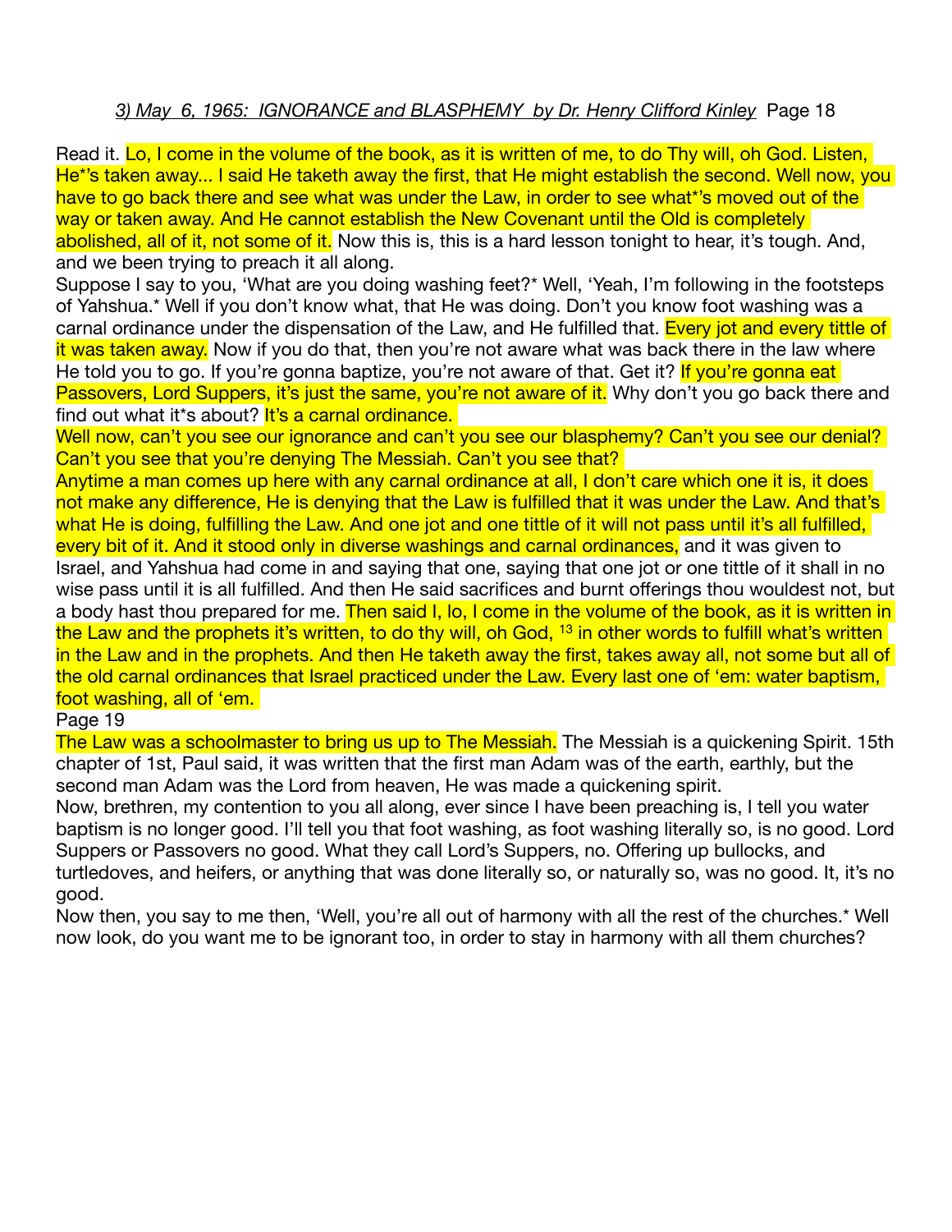Read it. Lo, I come in the volume of the book, as it is written of me, to do Thy will, oh God. Listen, He*'s taken away... I said He taketh away the first, that He might establish the second. Well now, you have to go back there and see what was under the Law, in order to see what*'s moved out of the way or taken away. And He cannot establish the New Covenant until the Old is completely abolished, all of it, not some of it. Now this is, this is a hard lesson tonight to hear, it's tough. And, and we been trying to preach it all along.

Suppose I say to you, 'What are you doing washing feet?* Well, 'Yeah, I'm following in the footsteps of Yahshua.* Well if you don't know what, that He was doing. Don't you know foot washing was a carnal ordinance under the dispensation of the Law, and He fulfilled that. Every jot and every tittle of it was taken away. Now if you do that, then you're not aware what was back there in the law where He told you to go. If you're gonna baptize, you're not aware of that. Get it? If you're gonna eat Passovers, Lord Suppers, it's just the same, you're not aware of it. Why don't you go back there and find out what it*s about? It's a carnal ordinance.

Well now, can't you see our ignorance and can't you see our blasphemy? Can't you see our denial? Can't you see that you're denying The Messiah. Can't you see that?

Anytime a man comes up here with any carnal ordinance at all, I don't care which one it is, it does not make any difference, He is denying that the Law is fulfilled that it was under the Law. And that's what He is doing, fulfilling the Law. And one jot and one tittle of it will not pass until it's all fulfilled, every bit of it. And it stood only in diverse washings and carnal ordinances, and it was given to Israel, and Yahshua had come in and saying that one, saying that one jot or one tittle of it shall in no wise pass until it is all fulfilled. And then He said sacrifices and burnt offerings thou wouldest not, but a body hast thou prepared for me. Then said I, lo, I come in the volume of the book, as it is written in the Law and the prophets it's written, to do thy will, oh God, [13] in other words to fulfill what's written in the Law and in the prophets. And then He taketh away the first, takes away all, not some but all of the old carnal ordinances that Israel practiced under the Law. Every last one of 'em: water baptism, foot washing, all of 'em.

Page 19

The Law was a schoolmaster to bring us up to The Messiah. The Messiah is a quickening Spirit. 15th chapter of 1st, Paul said, it was written that the first man Adam was of the earth, earthly, but the second man Adam was the Lord from heaven, He was made a quickening spirit.

Now, brethren, my contention to you all along, ever since I have been preaching is, I tell you water baptism is no longer good. I'll tell you that foot washing, as foot washing literally so, is no good. Lord Suppers or Passovers no good. What they call Lord's Suppers, no. Offering up bullocks, and turtledoves, and heifers, or anything that was done literally so, or naturally so, was no good. It, it's no good.

Now then, you say to me then, 'Well, you're all out of harmony with all the rest of the churches.* Well now look, do you want me to be ignorant too, in order to stay in harmony with all them churches?